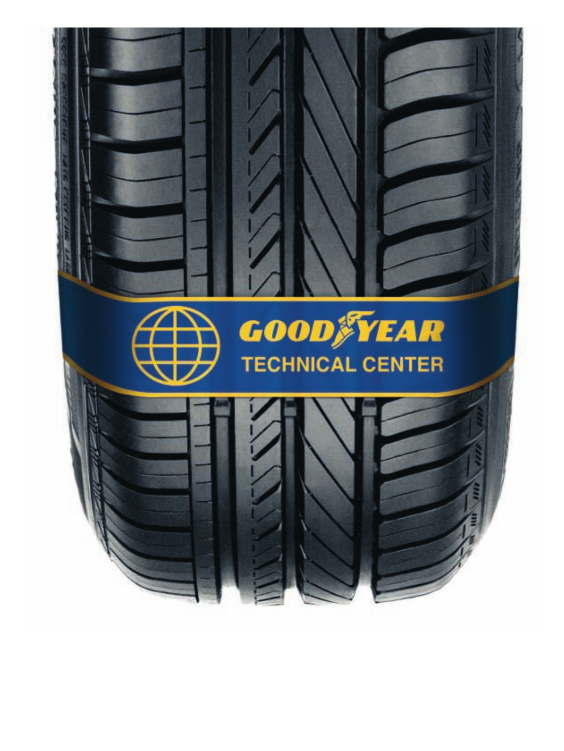GOODYEAR

TECHNICAL CENTER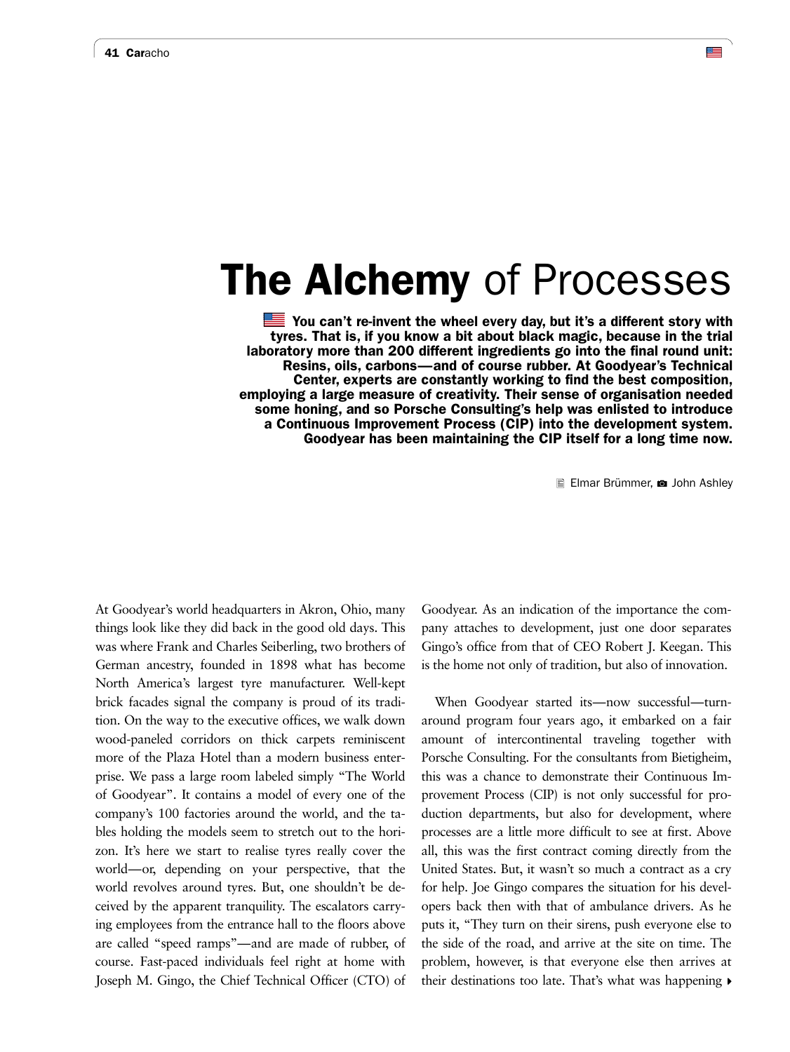# **The Alchemy** of Processes

**You can't re-invent the wheel every day, but it's a different story with tyres. That is, if you know a bit about black magic, because in the trial laboratory more than 200 different ingredients go into the final round unit: Resins, oils, carbons—and of course rubber. At Goodyear's Technical Center, experts are constantly working to find the best composition, employing a large measure of creativity. Their sense of organisation needed some honing, and so Porsche Consulting's help was enlisted to introduce a Continuous Improvement Process (CIP) into the development system. Goodyear has been maintaining the CIP itself for a long time now.**

Elmar Brümmer, John Ashley

At Goodyear's world headquarters in Akron, Ohio, many things look like they did back in the good old days. This was where Frank and Charles Seiberling, two brothers of German ancestry, founded in 1898 what has become North America's largest tyre manufacturer. Well-kept brick facades signal the company is proud of its tradition. On the way to the executive offices, we walk down wood-paneled corridors on thick carpets reminiscent more of the Plaza Hotel than a modern business enterprise. We pass a large room labeled simply "The World of Goodyear". It contains a model of every one of the company's 100 factories around the world, and the tables holding the models seem to stretch out to the horizon. It's here we start to realise tyres really cover the world—or, depending on your perspective, that the world revolves around tyres. But, one shouldn't be deceived by the apparent tranquility. The escalators carrying employees from the entrance hall to the floors above are called "speed ramps"—and are made of rubber, of course. Fast-paced individuals feel right at home with Joseph M. Gingo, the Chief Technical Officer (CTO) of Goodyear. As an indication of the importance the company attaches to development, just one door separates Gingo's office from that of CEO Robert J. Keegan. This is the home not only of tradition, but also of innovation.

When Goodyear started its—now successful—turnaround program four years ago, it embarked on a fair amount of intercontinental traveling together with Porsche Consulting. For the consultants from Bietigheim, this was a chance to demonstrate their Continuous Improvement Process (CIP) is not only successful for production departments, but also for development, where processes are a little more difficult to see at first. Above all, this was the first contract coming directly from the United States. But, it wasn't so much a contract as a cry for help. Joe Gingo compares the situation for his developers back then with that of ambulance drivers. As he puts it, "They turn on their sirens, push everyone else to the side of the road, and arrive at the site on time. The problem, however, is that everyone else then arrives at their destinations too late. That's what was happening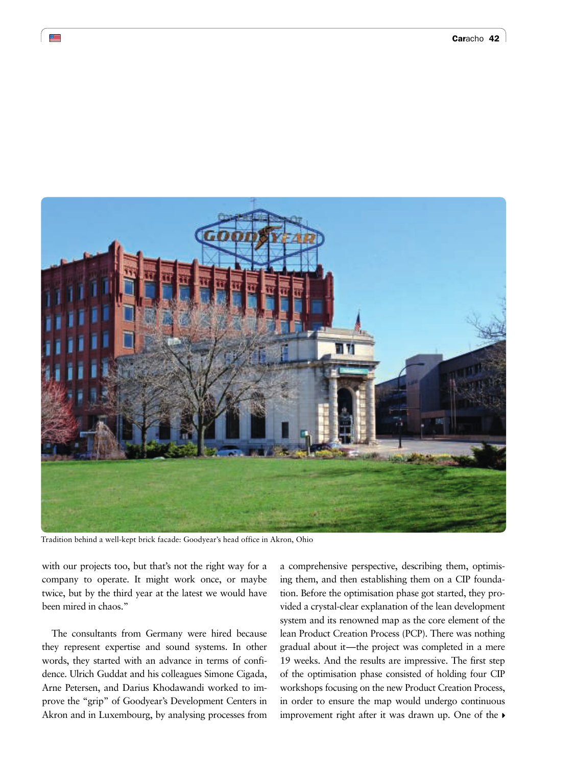Tradition behind a well-kept brick facade: Goodyear's head office in Akron, Ohio

with our projects too, but that's not the right way for a company to operate. It might work once, or maybe twice, but by the third year at the latest we would have been mired in chaos."

The consultants from Germany were hired because they represent expertise and sound systems. In other words, they started with an advance in terms of confidence. Ulrich Guddat and his colleagues Simone Cigada, Arne Petersen, and Darius Khodawandi worked to improve the "grip" of Goodyear's Development Centers in Akron and in Luxembourg, by analysing processes from a comprehensive perspective, describing them, optimising them, and then establishing them on a CIP foundation. Before the optimisation phase got started, they provided a crystal-clear explanation of the lean development system and its renowned map as the core element of the lean Product Creation Process (PCP). There was nothing gradual about it—the project was completed in a mere 19 weeks. And the results are impressive. The first step of the optimisation phase consisted of holding four CIP workshops focusing on the new Product Creation Process, in order to ensure the map would undergo continuous improvement right after it was drawn up. One of the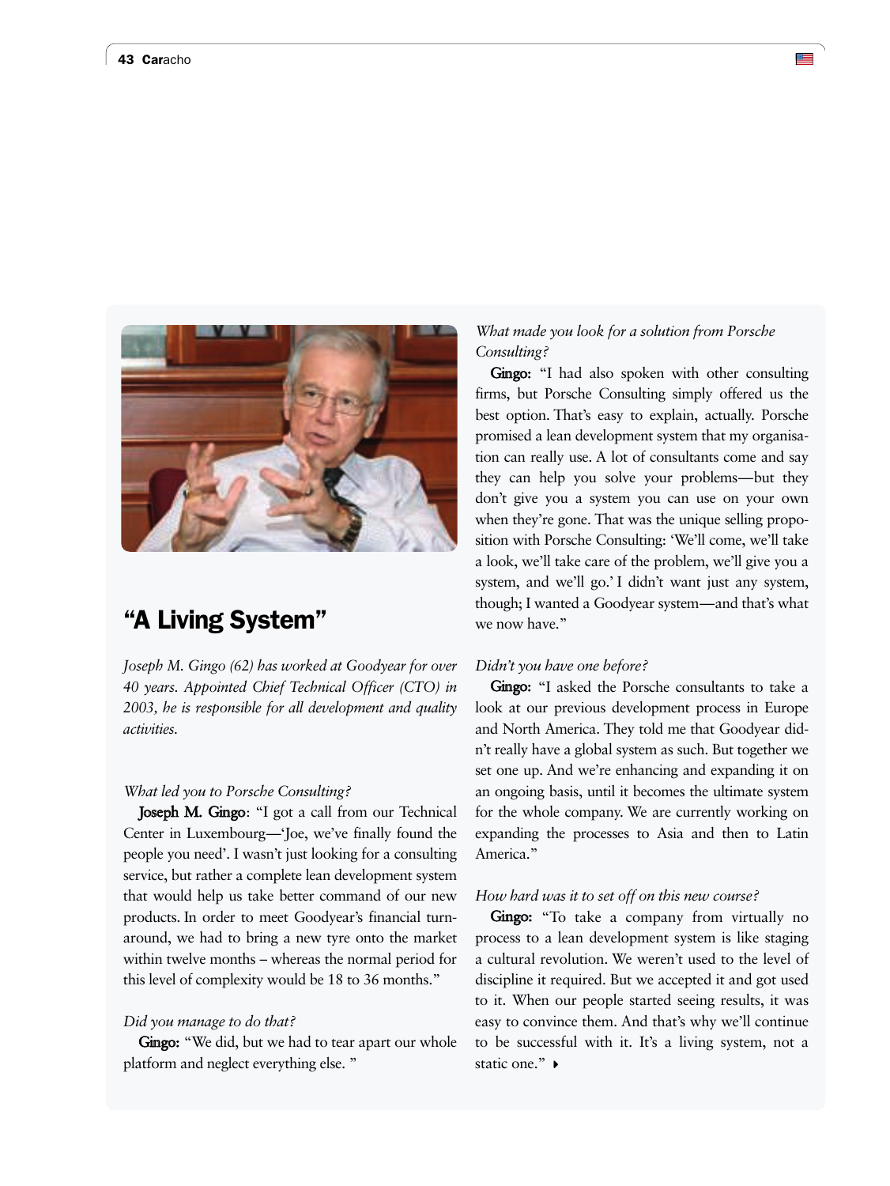# "A Living System"

*Joseph M. Gingo (62) has worked at Goodyear for over 40 years. Appointed Chief Technical Officer (CTO) in 2003, he is responsible for all development and quality activities.*

*What led you to Porsche Consulting?*

**Joseph M. Gingo**: "I got a call from our Technical Center in Luxembourg—'Joe, we've finally found the people you need'. I wasn't just looking for a consulting service, but rather a complete lean development system that would help us take better command of our new products. In order to meet Goodyear's financial turnaround, we had to bring a new tyre onto the market within twelve months – whereas the normal period for this level of complexity would be 18 to 36 months."

*Did you manage to do that?*

**Gingo:** "We did, but we had to tear apart our whole platform and neglect everything else. "

*What made you look for a solution from Porsche Consulting?*

**Gingo:** "I had also spoken with other consulting firms, but Porsche Consulting simply offered us the best option. That's easy to explain, actually. Porsche promised a lean development system that my organisation can really use. A lot of consultants come and say they can help you solve your problems—but they don't give you a system you can use on your own when they're gone. That was the unique selling proposition with Porsche Consulting: 'We'll come, we'll take a look, we'll take care of the problem, we'll give you a system, and we'll go.' I didn't want just any system, though; I wanted a Goodyear system—and that's what we now have."

*Didn't you have one before?*

**Gingo:** "I asked the Porsche consultants to take a look at our previous development process in Europe and North America. They told me that Goodyear didn't really have a global system as such. But together we set one up. And we're enhancing and expanding it on an ongoing basis, until it becomes the ultimate system for the whole company. We are currently working on expanding the processes to Asia and then to Latin America."

*How hard was it to set off on this new course?*

**Gingo:** "To take a company from virtually no process to a lean development system is like staging a cultural revolution. We weren't used to the level of discipline it required. But we accepted it and got used to it. When our people started seeing results, it was easy to convince them. And that's why we'll continue to be successful with it. It's a living system, not a static one."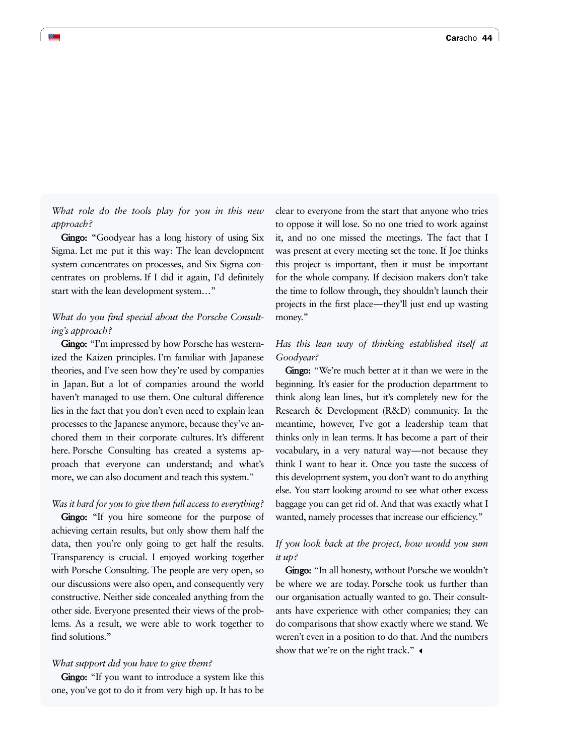*What role do the tools play for you in this new approach?*

**Gingo:** “Goodyear has a long history of using Six Sigma. Let me put it this way: The lean development system concentrates on processes, and Six Sigma concentrates on problems. If I did it again, I’d definitely start with the lean development system…”

*What do you find special about the Porsche Consulting’s approach?*

**Gingo:** “I’m impressed by how Porsche has westernized the Kaizen principles. I’m familiar with Japanese theories, and I’ve seen how they’re used by companies in Japan. But a lot of companies around the world haven’t managed to use them. One cultural difference lies in the fact that you don’t even need to explain lean processes to the Japanese anymore, because they’ve anchored them in their corporate cultures. It’s different here. Porsche Consulting has created a systems approach that everyone can understand; and what’s more, we can also document and teach this system.”

*Was it hard for you to give them full access to everything?*

**Gingo:** “If you hire someone for the purpose of achieving certain results, but only show them half the data, then you’re only going to get half the results. Transparency is crucial. I enjoyed working together with Porsche Consulting. The people are very open, so our discussions were also open, and consequently very constructive. Neither side concealed anything from the other side. Everyone presented their views of the problems. As a result, we were able to work together to find solutions.”

*What support did you have to give them?*

**Gingo:** “If you want to introduce a system like this one, you’ve got to do it from very high up. It has to be clear to everyone from the start that anyone who tries to oppose it will lose. So no one tried to work against it, and no one missed the meetings. The fact that I was present at every meeting set the tone. If Joe thinks this project is important, then it must be important for the whole company. If decision makers don’t take the time to follow through, they shouldn’t launch their projects in the first place—they’ll just end up wasting money.”

*Has this lean way of thinking established itself at Goodyear?*

**Gingo:** “We’re much better at it than we were in the beginning. It’s easier for the production department to think along lean lines, but it’s completely new for the Research & Development (R&D) community. In the meantime, however, I’ve got a leadership team that thinks only in lean terms. It has become a part of their vocabulary, in a very natural way—not because they think I want to hear it. Once you taste the success of this development system, you don’t want to do anything else. You start looking around to see what other excess baggage you can get rid of. And that was exactly what I wanted, namely processes that increase our efficiency.”

*If you look back at the project, how would you sum it up?*

**Gingo:** “In all honesty, without Porsche we wouldn’t be where we are today. Porsche took us further than our organisation actually wanted to go. Their consultants have experience with other companies; they can do comparisons that show exactly where we stand. We weren’t even in a position to do that. And the numbers show that we’re on the right track.”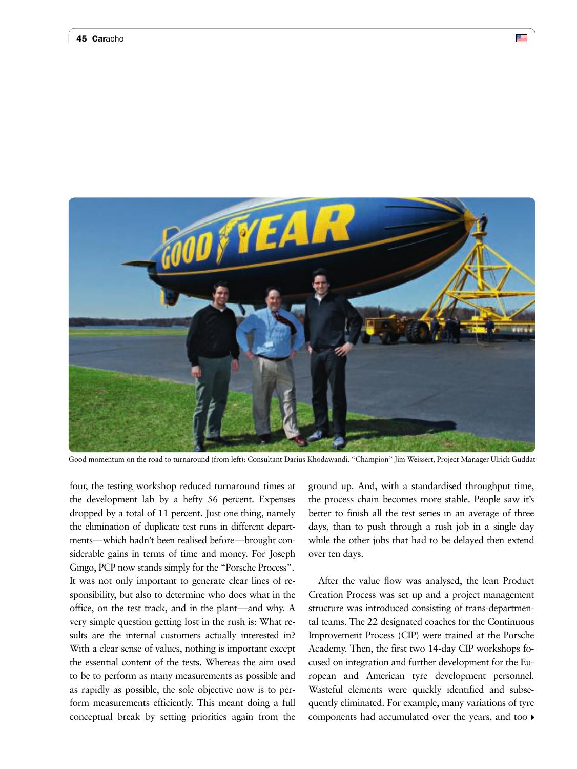Good momentum on the road to turnaround (from left): Consultant Darius Khodawandi, "Champion" Jim Weissert, Project Manager Ulrich Guddat

four, the testing workshop reduced turnaround times at the development lab by a hefty 56 percent. Expenses dropped by a total of 11 percent. Just one thing, namely the elimination of duplicate test runs in different departments—which hadn't been realised before—brought considerable gains in terms of time and money. For Joseph Gingo, PCP now stands simply for the "Porsche Process". It was not only important to generate clear lines of responsibility, but also to determine who does what in the office, on the test track, and in the plant—and why. A very simple question getting lost in the rush is: What results are the internal customers actually interested in? With a clear sense of values, nothing is important except the essential content of the tests. Whereas the aim used to be to perform as many measurements as possible and as rapidly as possible, the sole objective now is to perform measurements efficiently. This meant doing a full conceptual break by setting priorities again from the ground up. And, with a standardised throughput time, the process chain becomes more stable. People saw it's better to finish all the test series in an average of three days, than to push through a rush job in a single day while the other jobs that had to be delayed then extend over ten days.

After the value flow was analysed, the lean Product Creation Process was set up and a project management structure was introduced consisting of trans-departmental teams. The 22 designated coaches for the Continuous Improvement Process (CIP) were trained at the Porsche Academy. Then, the first two 14-day CIP workshops focused on integration and further development for the European and American tyre development personnel. Wasteful elements were quickly identified and subsequently eliminated. For example, many variations of tyre components had accumulated over the years, and too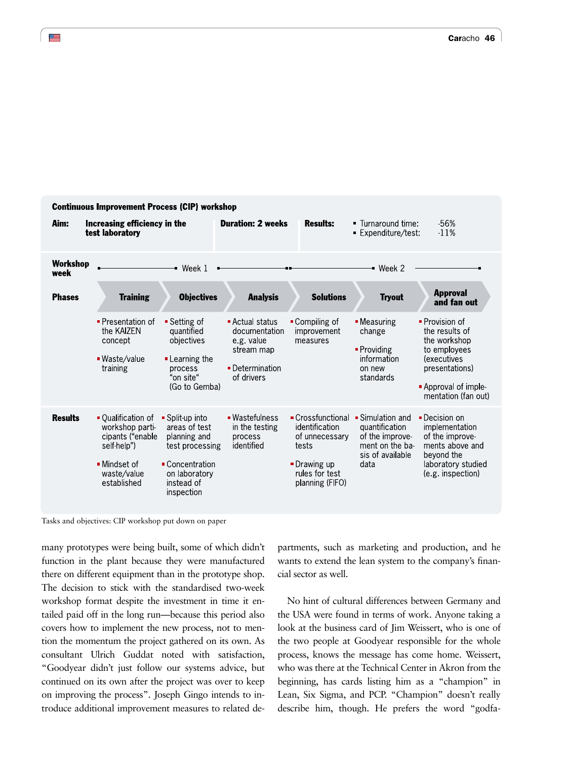**Continuous Improvement Process (CIP) workshop**

**Aim:** **Increasing efficiency in the test laboratory** | **Duration: 2 weeks** | **Results:** ▪ Turnaround time: -56% ▪ Expenditure/test: -11%

| **Workshop week** | Week 1 | | | Week 2 | | |
|---|---|---|---|---|---|---|
| **Phases** | **Training** | **Objectives** | **Analysis** | **Solutions** | **Tryout** | **Approval and fan out** |
| | ▪ Presentation of the KAIZEN concept<br>▪ Waste/value training | ▪ Setting of quantified objectives<br>▪ Learning the process "on site" (Go to Gemba) | ▪ Actual status documentation e.g. value stream map<br>▪ Determination of drivers | ▪ Compiling of improvement measures | ▪ Measuring change<br>▪ Providing information on new standards | ▪ Provision of the results of the workshop to employees (executives presentations)<br>▪ Approval of implementation (fan out) |
| **Results** | ▪ Qualification of workshop participants ("enable self-help")<br>▪ Mindset of waste/value established | ▪ Split-up into areas of test planning and test processing<br>▪ Concentration on laboratory instead of inspection | ▪ Wastefulness in the testing process identified | ▪ Crossfunctional identification of unnecessary tests<br>▪ Drawing up rules for test planning (FIFO) | ▪ Simulation and quantification of the improvement on the basis of available data | ▪ Decision on implementation of the improvements above and beyond the laboratory studied (e.g. inspection) |

Tasks and objectives: CIP workshop put down on paper

many prototypes were being built, some of which didn't function in the plant because they were manufactured there on different equipment than in the prototype shop. The decision to stick with the standardised two-week workshop format despite the investment in time it entailed paid off in the long run—because this period also covers how to implement the new process, not to mention the momentum the project gathered on its own. As consultant Ulrich Guddat noted with satisfaction, "Goodyear didn't just follow our systems advice, but continued on its own after the project was over to keep on improving the process". Joseph Gingo intends to introduce additional improvement measures to related departments, such as marketing and production, and he wants to extend the lean system to the company's financial sector as well.

No hint of cultural differences between Germany and the USA were found in terms of work. Anyone taking a look at the business card of Jim Weissert, who is one of the two people at Goodyear responsible for the whole process, knows the message has come home. Weissert, who was there at the Technical Center in Akron from the beginning, has cards listing him as a "champion" in Lean, Six Sigma, and PCP. "Champion" doesn't really describe him, though. He prefers the word "godfa-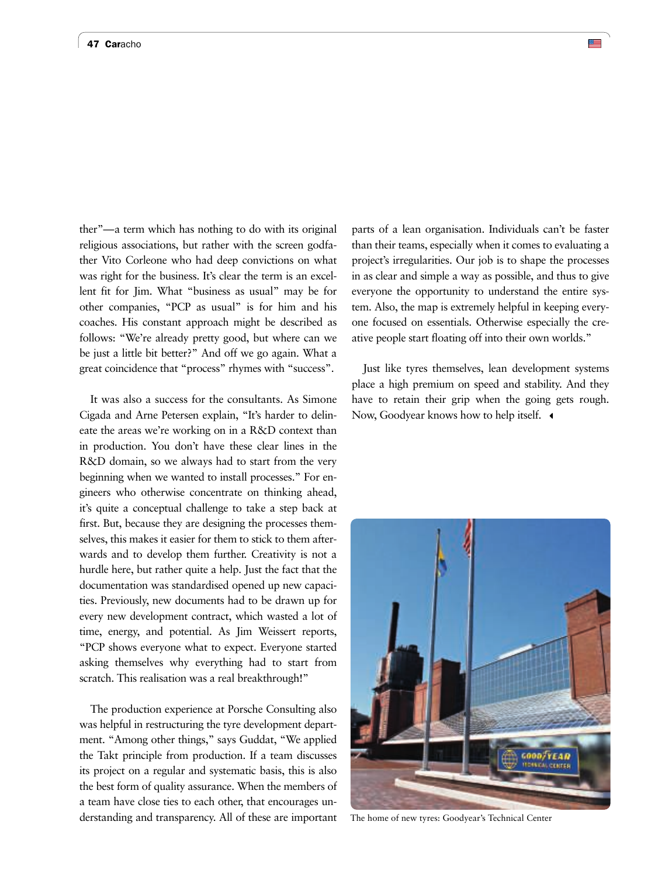ther"—a term which has nothing to do with its original religious associations, but rather with the screen godfather Vito Corleone who had deep convictions on what was right for the business. It's clear the term is an excellent fit for Jim. What "business as usual" may be for other companies, "PCP as usual" is for him and his coaches. His constant approach might be described as follows: "We're already pretty good, but where can we be just a little bit better?" And off we go again. What a great coincidence that "process" rhymes with "success".

It was also a success for the consultants. As Simone Cigada and Arne Petersen explain, "It's harder to delineate the areas we're working on in a R&D context than in production. You don't have these clear lines in the R&D domain, so we always had to start from the very beginning when we wanted to install processes." For engineers who otherwise concentrate on thinking ahead, it's quite a conceptual challenge to take a step back at first. But, because they are designing the processes themselves, this makes it easier for them to stick to them afterwards and to develop them further. Creativity is not a hurdle here, but rather quite a help. Just the fact that the documentation was standardised opened up new capacities. Previously, new documents had to be drawn up for every new development contract, which wasted a lot of time, energy, and potential. As Jim Weissert reports, "PCP shows everyone what to expect. Everyone started asking themselves why everything had to start from scratch. This realisation was a real breakthrough!"

The production experience at Porsche Consulting also was helpful in restructuring the tyre development department. "Among other things," says Guddat, "We applied the Takt principle from production. If a team discusses its project on a regular and systematic basis, this is also the best form of quality assurance. When the members of a team have close ties to each other, that encourages understanding and transparency. All of these are important parts of a lean organisation. Individuals can't be faster than their teams, especially when it comes to evaluating a project's irregularities. Our job is to shape the processes in as clear and simple a way as possible, and thus to give everyone the opportunity to understand the entire system. Also, the map is extremely helpful in keeping everyone focused on essentials. Otherwise especially the creative people start floating off into their own worlds."

Just like tyres themselves, lean development systems place a high premium on speed and stability. And they have to retain their grip when the going gets rough. Now, Goodyear knows how to help itself.

The home of new tyres: Goodyear's Technical Center